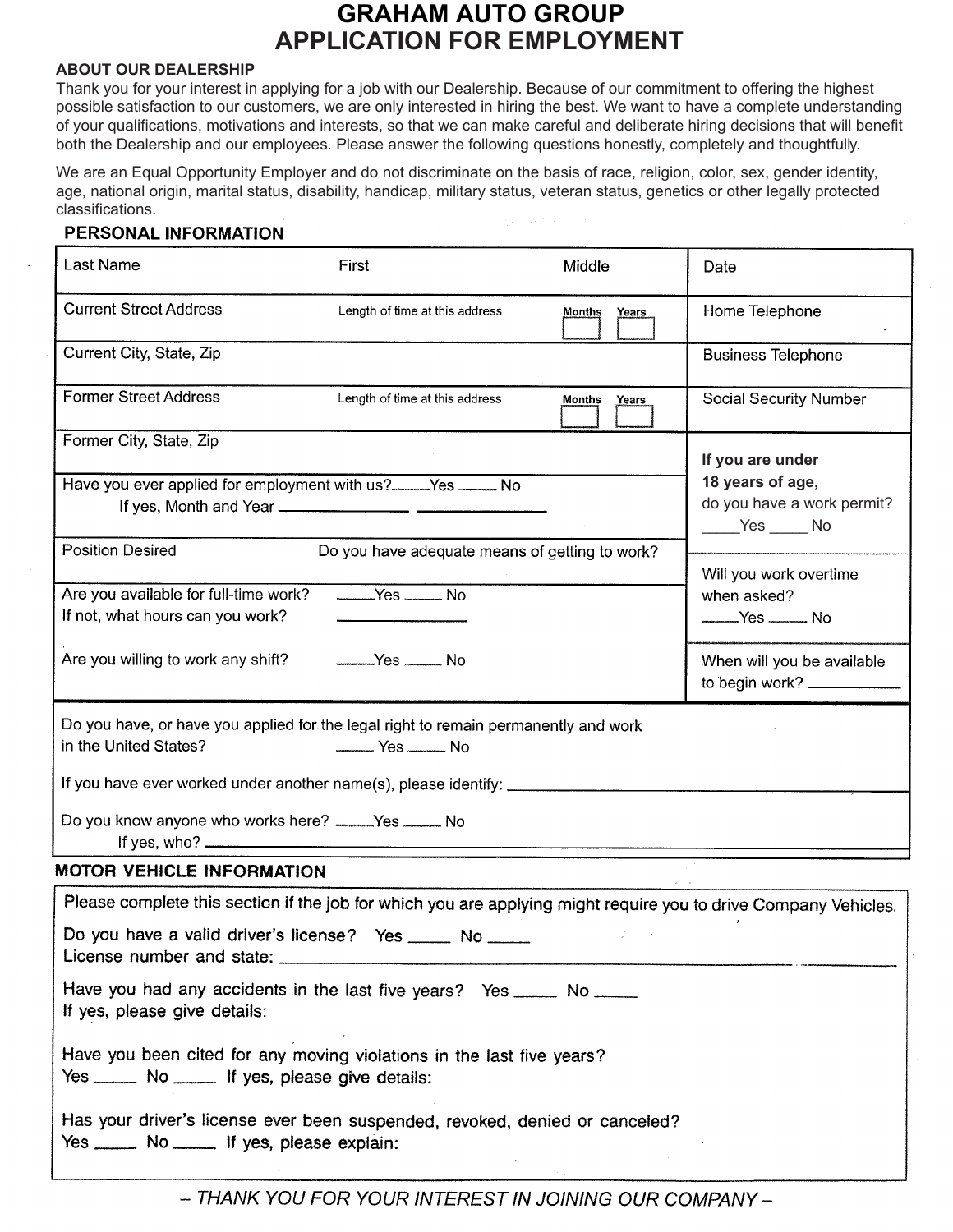# GRAHAM AUTO GROUP
# APPLICATION FOR EMPLOYMENT

**ABOUT OUR DEALERSHIP**

Thank you for your interest in applying for a job with our Dealership. Because of our commitment to offering the highest possible satisfaction to our customers, we are only interested in hiring the best. We want to have a complete understanding of your qualifications, motivations and interests, so that we can make careful and deliberate hiring decisions that will benefit both the Dealership and our employees. Please answer the following questions honestly, completely and thoughtfully.

We are an Equal Opportunity Employer and do not discriminate on the basis of race, religion, color, sex, gender identity, age, national origin, marital status, disability, handicap, military status, veteran status, genetics or other legally protected classifications.

## PERSONAL INFORMATION

| | | | |
|---|---|---|---|
| Last Name | First | Middle | Date |
| Current Street Address | Length of time at this address | Months ___ Years ___ | Home Telephone |
| Current City, State, Zip | | | Business Telephone |
| Former Street Address | Length of time at this address | Months ___ Years ___ | Social Security Number |
| Former City, State, Zip | | | **If you are under 18 years of age,** do you have a work permit? ____Yes ____ No |
| Have you ever applied for employment with us? _____Yes _____ No<br>If yes, Month and Year _____________ _____________ | | | |
| Position Desired | Do you have adequate means of getting to work? | | Will you work overtime when asked? _____Yes _____ No |
| Are you available for full-time work? _____Yes _____ No<br>If not, what hours can you work? _____________ | | | |
| Are you willing to work any shift? _____Yes _____ No | | | When will you be available to begin work? __________ |

Do you have, or have you applied for the legal right to remain permanently and work in the United States? _____ Yes _____ No

If you have ever worked under another name(s), please identify: ____________________

Do you know anyone who works here? _____Yes _____ No
If yes, who? ____________________

## MOTOR VEHICLE INFORMATION

Please complete this section if the job for which you are applying might require you to drive Company Vehicles.

Do you have a valid driver's license? Yes _____ No _____
License number and state: ____________________

Have you had any accidents in the last five years? Yes _____ No _____
If yes, please give details:

Have you been cited for any moving violations in the last five years?
Yes _____ No _____ If yes, please give details:

Has your driver's license ever been suspended, revoked, denied or canceled?
Yes _____ No _____ If yes, please explain:

*– THANK YOU FOR YOUR INTEREST IN JOINING OUR COMPANY –*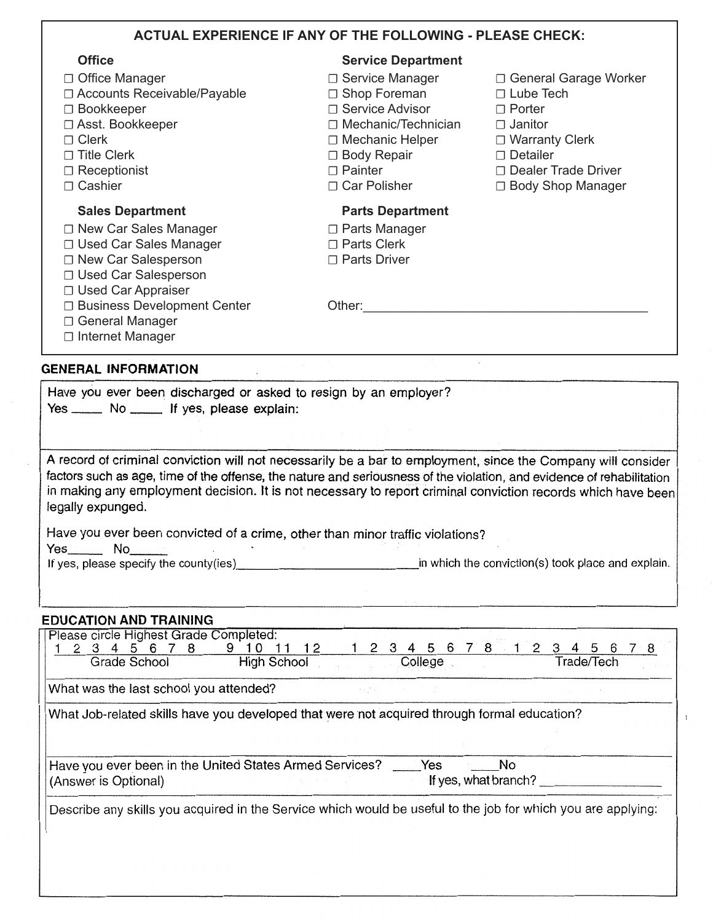## ACTUAL EXPERIENCE IF ANY OF THE FOLLOWING - PLEASE CHECK:

### Office

- ☐ Office Manager
- ☐ Accounts Receivable/Payable
- ☐ Bookkeeper
- ☐ Asst. Bookkeeper
- ☐ Clerk
- ☐ Title Clerk
- ☐ Receptionist
- ☐ Cashier

### Service Department

- ☐ Service Manager
- ☐ Shop Foreman
- ☐ Service Advisor
- ☐ Mechanic/Technician
- ☐ Mechanic Helper
- ☐ Body Repair
- ☐ Painter
- ☐ Car Polisher
- ☐ General Garage Worker
- ☐ Lube Tech
- ☐ Porter
- ☐ Janitor
- ☐ Warranty Clerk
- ☐ Detailer
- ☐ Dealer Trade Driver
- ☐ Body Shop Manager

### Sales Department

- ☐ New Car Sales Manager
- ☐ Used Car Sales Manager
- ☐ New Car Salesperson
- ☐ Used Car Salesperson
- ☐ Used Car Appraiser
- ☐ Business Development Center
- ☐ General Manager
- ☐ Internet Manager

### Parts Department

- ☐ Parts Manager
- ☐ Parts Clerk
- ☐ Parts Driver

Other:________________________________________

## GENERAL INFORMATION

Have you ever been discharged or asked to resign by an employer?

Yes _____ No _____ If yes, please explain:

A record of criminal conviction will not necessarily be a bar to employment, since the Company will consider factors such as age, time of the offense, the nature and seriousness of the violation, and evidence of rehabilitation in making any employment decision. It is not necessary to report criminal conviction records which have been legally expunged.

Have you ever been convicted of a crime, other than minor traffic violations?

Yes______ No______

If yes, please specify the county(ies)__________________________in which the conviction(s) took place and explain.

## EDUCATION AND TRAINING

Please circle Highest Grade Completed:

| Grade School | High School | College | Trade/Tech |
|---|---|---|---|
| 1 2 3 4 5 6 7 8 | 9 10 11 12 | 1 2 3 4 5 6 7 8 | 1 2 3 4 5 6 7 8 |

What was the last school you attended?

What Job-related skills have you developed that were not acquired through formal education?

Have you ever been in the United States Armed Services? ____Yes ____No

(Answer is Optional) If yes, what branch? _________________

Describe any skills you acquired in the Service which would be useful to the job for which you are applying: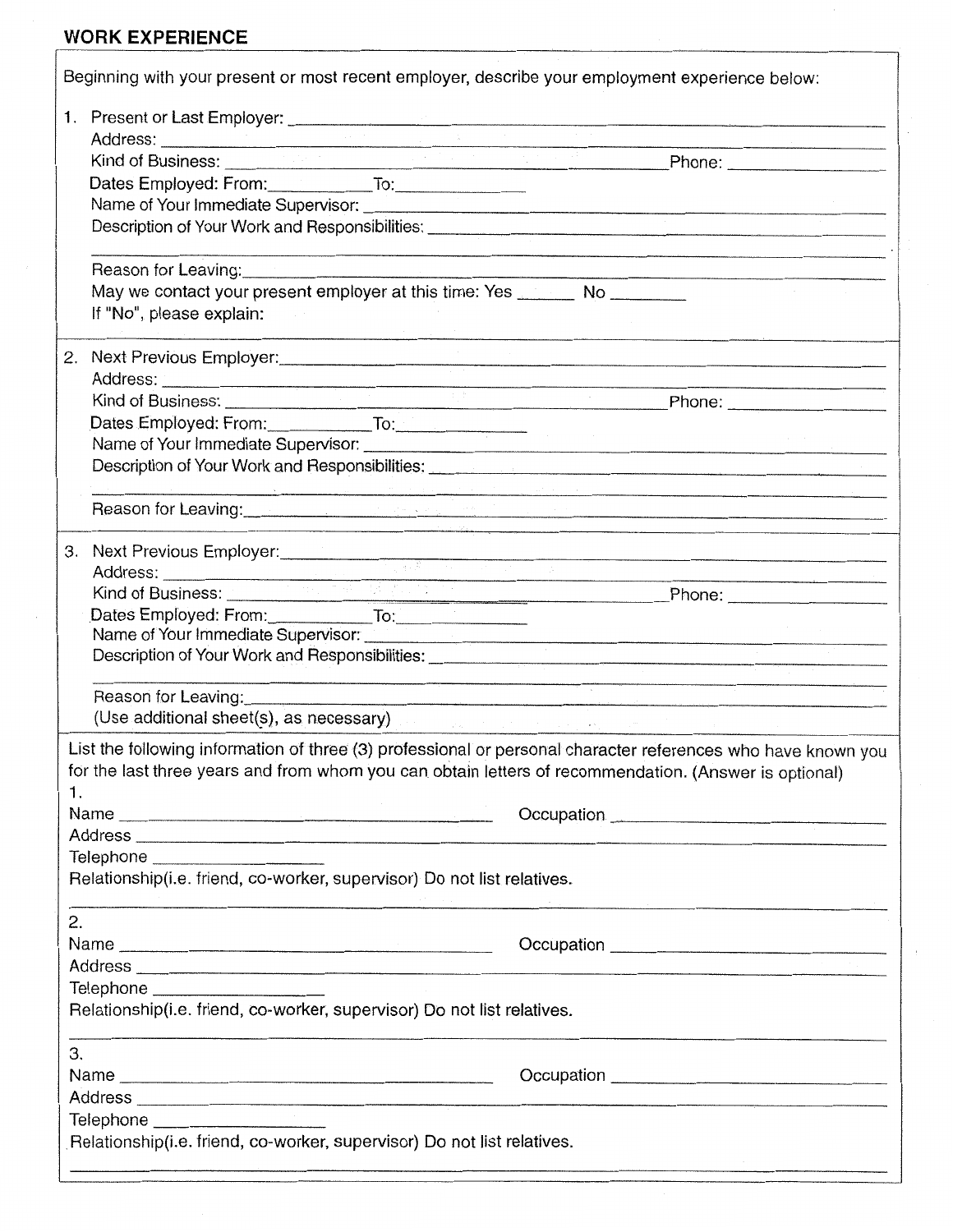## WORK EXPERIENCE

Beginning with your present or most recent employer, describe your employment experience below:

1. Present or Last Employer: ______________________________

   Address: ______________________________

   Kind of Business: ______________________________ Phone: ______________

   Dates Employed: From: __________ To: __________

   Name of Your Immediate Supervisor: ______________________________

   Description of Your Work and Responsibilities: ______________________________

   ______________________________

   Reason for Leaving: ______________________________

   May we contact your present employer at this time: Yes ______ No ______

   If "No", please explain:

2. Next Previous Employer: ______________________________

   Address: ______________________________

   Kind of Business: ______________________________ Phone: ______________

   Dates Employed: From: __________ To: __________

   Name of Your Immediate Supervisor: ______________________________

   Description of Your Work and Responsibilities: ______________________________

   ______________________________

   Reason for Leaving: ______________________________

3. Next Previous Employer: ______________________________

   Address: ______________________________

   Kind of Business: ______________________________ Phone: ______________

   Dates Employed: From: __________ To: __________

   Name of Your Immediate Supervisor: ______________________________

   Description of Your Work and Responsibilities: ______________________________

   ______________________________

   Reason for Leaving: ______________________________

   (Use additional sheet(s), as necessary)

List the following information of three (3) professional or personal character references who have known you for the last three years and from whom you can obtain letters of recommendation. (Answer is optional)

1.

Name ______________________________ Occupation ______________________________

Address ______________________________

Telephone ______________

Relationship(i.e. friend, co-worker, supervisor) Do not list relatives.

______________________________

2.

Name ______________________________ Occupation ______________________________

Address ______________________________

Telephone ______________

Relationship(i.e. friend, co-worker, supervisor) Do not list relatives.

______________________________

3.

Name ______________________________ Occupation ______________________________

Address ______________________________

Telephone ______________

Relationship(i.e. friend, co-worker, supervisor) Do not list relatives.

______________________________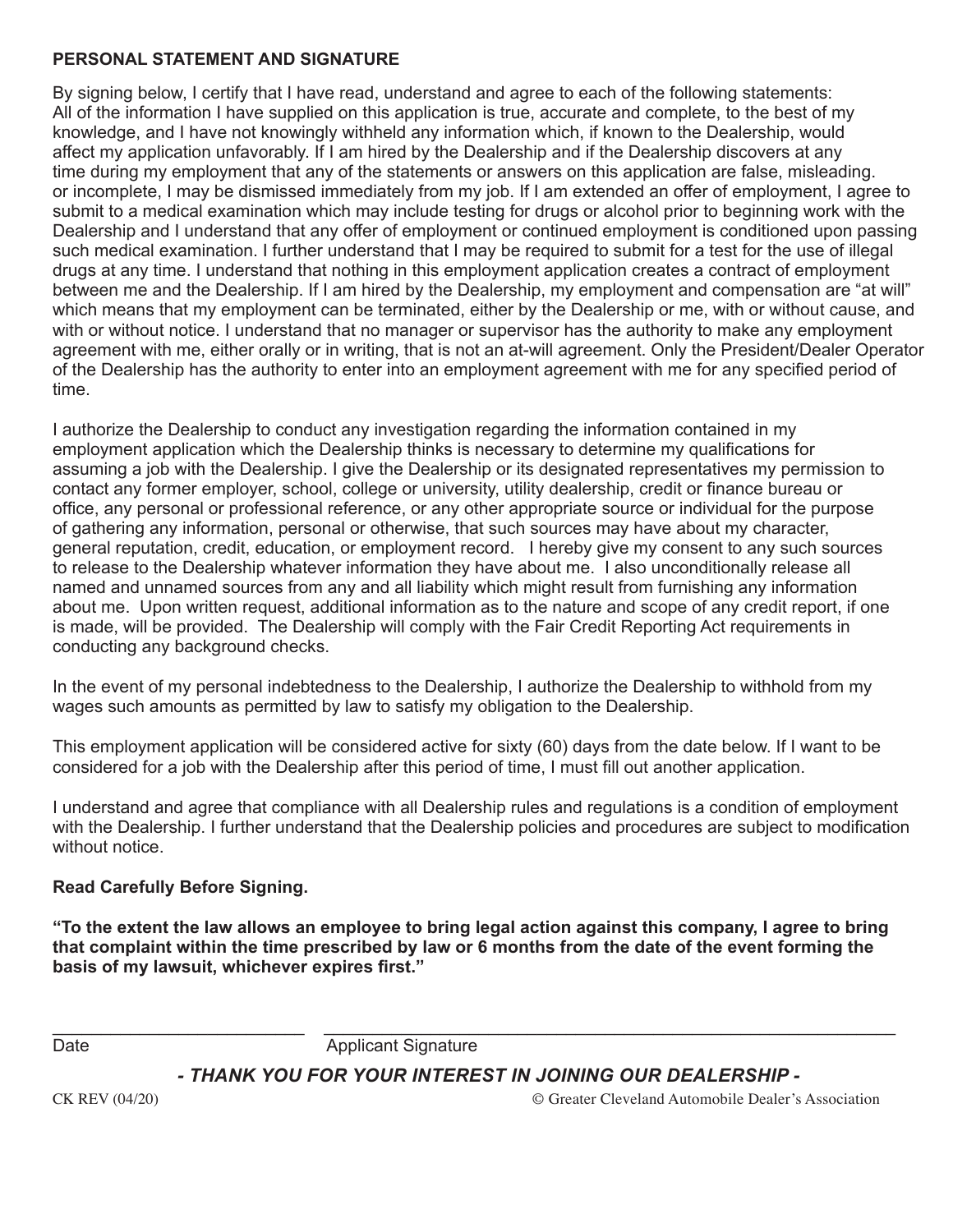**PERSONAL STATEMENT AND SIGNATURE**

By signing below, I certify that I have read, understand and agree to each of the following statements: All of the information I have supplied on this application is true, accurate and complete, to the best of my knowledge, and I have not knowingly withheld any information which, if known to the Dealership, would affect my application unfavorably. If I am hired by the Dealership and if the Dealership discovers at any time during my employment that any of the statements or answers on this application are false, misleading. or incomplete, I may be dismissed immediately from my job. If I am extended an offer of employment, I agree to submit to a medical examination which may include testing for drugs or alcohol prior to beginning work with the Dealership and I understand that any offer of employment or continued employment is conditioned upon passing such medical examination. I further understand that I may be required to submit for a test for the use of illegal drugs at any time. I understand that nothing in this employment application creates a contract of employment between me and the Dealership. If I am hired by the Dealership, my employment and compensation are "at will" which means that my employment can be terminated, either by the Dealership or me, with or without cause, and with or without notice. I understand that no manager or supervisor has the authority to make any employment agreement with me, either orally or in writing, that is not an at-will agreement. Only the President/Dealer Operator of the Dealership has the authority to enter into an employment agreement with me for any specified period of time.

I authorize the Dealership to conduct any investigation regarding the information contained in my employment application which the Dealership thinks is necessary to determine my qualifications for assuming a job with the Dealership. I give the Dealership or its designated representatives my permission to contact any former employer, school, college or university, utility dealership, credit or finance bureau or office, any personal or professional reference, or any other appropriate source or individual for the purpose of gathering any information, personal or otherwise, that such sources may have about my character, general reputation, credit, education, or employment record. I hereby give my consent to any such sources to release to the Dealership whatever information they have about me. I also unconditionally release all named and unnamed sources from any and all liability which might result from furnishing any information about me. Upon written request, additional information as to the nature and scope of any credit report, if one is made, will be provided. The Dealership will comply with the Fair Credit Reporting Act requirements in conducting any background checks.

In the event of my personal indebtedness to the Dealership, I authorize the Dealership to withhold from my wages such amounts as permitted by law to satisfy my obligation to the Dealership.

This employment application will be considered active for sixty (60) days from the date below. If I want to be considered for a job with the Dealership after this period of time, I must fill out another application.

I understand and agree that compliance with all Dealership rules and regulations is a condition of employment with the Dealership. I further understand that the Dealership policies and procedures are subject to modification without notice.

**Read Carefully Before Signing.**

**"To the extent the law allows an employee to bring legal action against this company, I agree to bring that complaint within the time prescribed by law or 6 months from the date of the event forming the basis of my lawsuit, whichever expires first."**

\_\_\_\_\_\_\_\_\_\_\_\_\_\_\_\_\_\_\_\_\_\_\_\_\_\_ \_\_\_\_\_\_\_\_\_\_\_\_\_\_\_\_\_\_\_\_\_\_\_\_\_\_\_\_\_\_\_\_\_\_\_\_\_\_\_\_\_\_\_\_\_\_\_\_\_\_\_\_

Date Applicant Signature

***- THANK YOU FOR YOUR INTEREST IN JOINING OUR DEALERSHIP -***

CK REV (04/20) © Greater Cleveland Automobile Dealer's Association